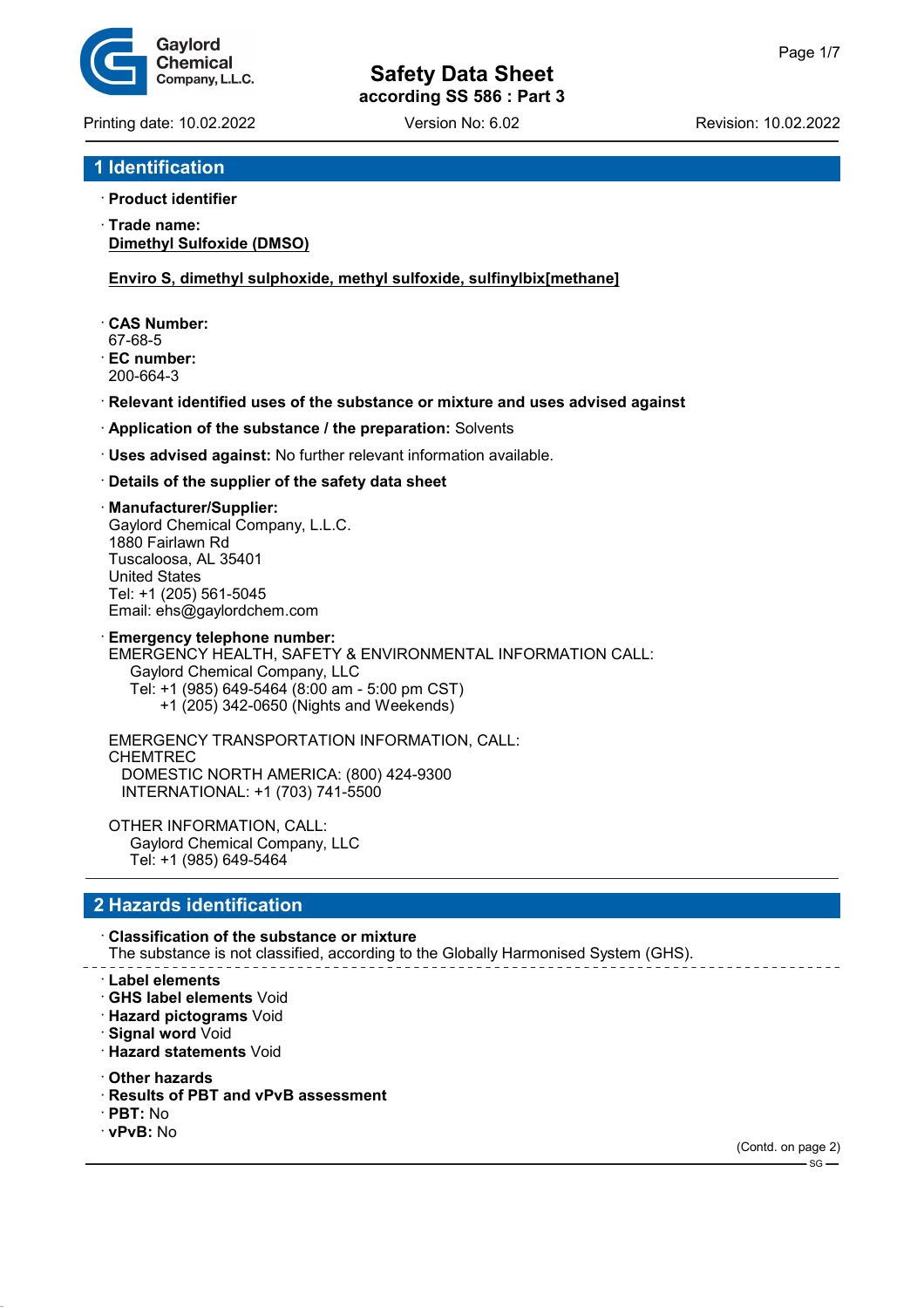# Safety Data Sheet

**according SS 586 : Part 3**

Printing date: 10.02.2022 | Version No: 6.02 | Revision: 10.02.2022

## 1 Identification

· **Product identifier**

· **Trade name:**
**Dimethyl Sulfoxide (DMSO)**

**Enviro S, dimethyl sulphoxide, methyl sulfoxide, sulfinylbix[methane]**

· **CAS Number:**
67-68-5

· **EC number:**
200-664-3

· **Relevant identified uses of the substance or mixture and uses advised against**

· **Application of the substance / the preparation:** Solvents

· **Uses advised against:** No further relevant information available.

· **Details of the supplier of the safety data sheet**

· **Manufacturer/Supplier:**
Gaylord Chemical Company, L.L.C.
1880 Fairlawn Rd
Tuscaloosa, AL 35401
United States
Tel: +1 (205) 561-5045
Email: ehs@gaylordchem.com

· **Emergency telephone number:**
EMERGENCY HEALTH, SAFETY & ENVIRONMENTAL INFORMATION CALL:
Gaylord Chemical Company, LLC
Tel: +1 (985) 649-5464 (8:00 am - 5:00 pm CST)
+1 (205) 342-0650 (Nights and Weekends)

EMERGENCY TRANSPORTATION INFORMATION, CALL:
CHEMTREC
DOMESTIC NORTH AMERICA: (800) 424-9300
INTERNATIONAL: +1 (703) 741-5500

OTHER INFORMATION, CALL:
Gaylord Chemical Company, LLC
Tel: +1 (985) 649-5464

## 2 Hazards identification

· **Classification of the substance or mixture**
The substance is not classified, according to the Globally Harmonised System (GHS).

· **Label elements**
· **GHS label elements** Void
· **Hazard pictograms** Void
· **Signal word** Void
· **Hazard statements** Void

· **Other hazards**
· **Results of PBT and vPvB assessment**
· **PBT:** No
· **vPvB:** No

(Contd. on page 2)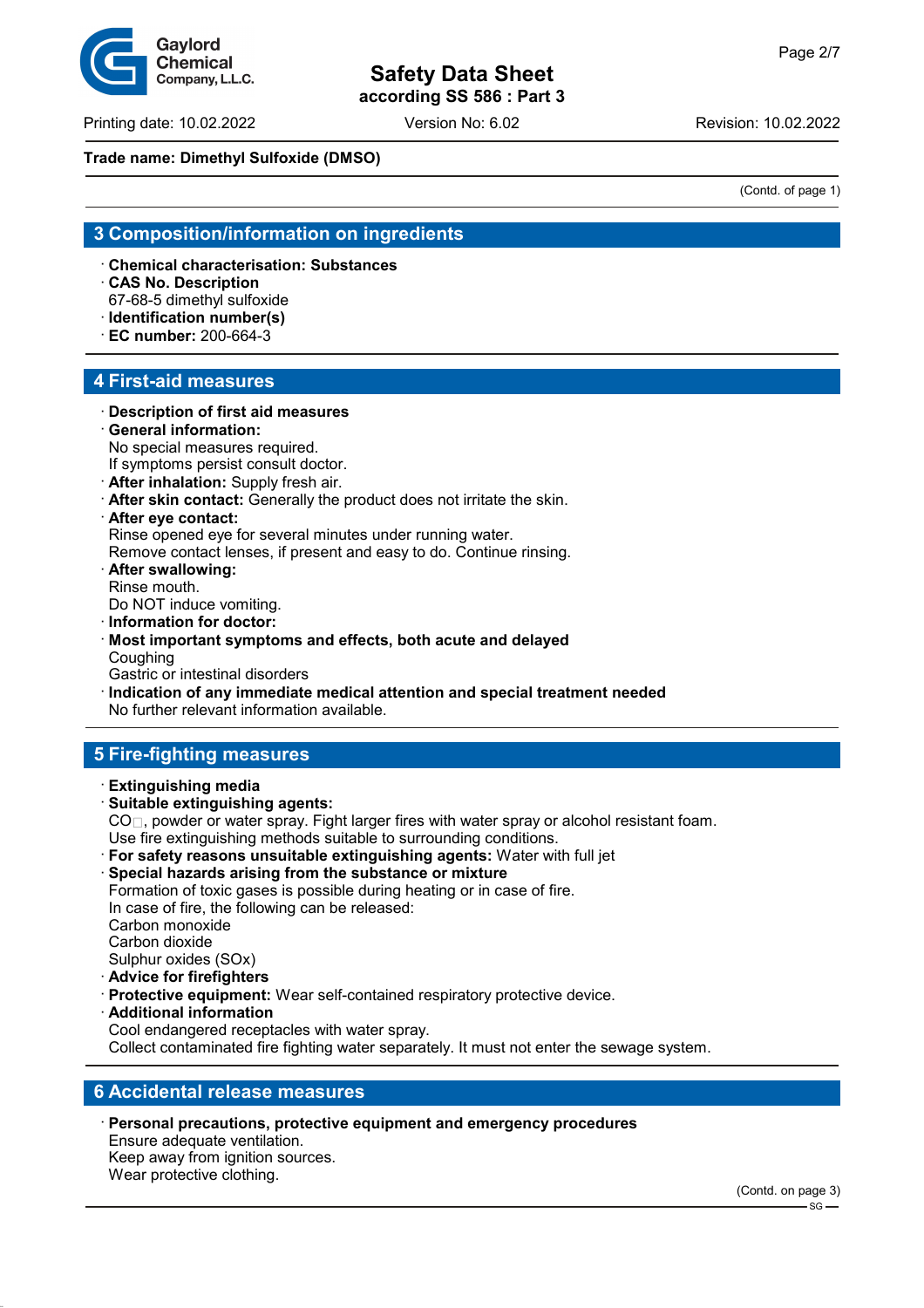**Trade name: Dimethyl Sulfoxide (DMSO)**

(Contd. of page 1)

## 3 Composition/information on ingredients

· **Chemical characterisation: Substances**
· **CAS No. Description**
67-68-5 dimethyl sulfoxide
· **Identification number(s)**
· **EC number:** 200-664-3

## 4 First-aid measures

· **Description of first aid measures**
· **General information:**
No special measures required.
If symptoms persist consult doctor.
· **After inhalation:** Supply fresh air.
· **After skin contact:** Generally the product does not irritate the skin.
· **After eye contact:**
Rinse opened eye for several minutes under running water.
Remove contact lenses, if present and easy to do. Continue rinsing.
· **After swallowing:**
Rinse mouth.
Do NOT induce vomiting.
· **Information for doctor:**
· **Most important symptoms and effects, both acute and delayed**
Coughing
Gastric or intestinal disorders
· **Indication of any immediate medical attention and special treatment needed**
No further relevant information available.

## 5 Fire-fighting measures

· **Extinguishing media**
· **Suitable extinguishing agents:**
$CO_2$, powder or water spray. Fight larger fires with water spray or alcohol resistant foam.
Use fire extinguishing methods suitable to surrounding conditions.
· **For safety reasons unsuitable extinguishing agents:** Water with full jet
· **Special hazards arising from the substance or mixture**
Formation of toxic gases is possible during heating or in case of fire.
In case of fire, the following can be released:
Carbon monoxide
Carbon dioxide
Sulphur oxides (SOx)
· **Advice for firefighters**
· **Protective equipment:** Wear self-contained respiratory protective device.
· **Additional information**
Cool endangered receptacles with water spray.
Collect contaminated fire fighting water separately. It must not enter the sewage system.

## 6 Accidental release measures

· **Personal precautions, protective equipment and emergency procedures**
Ensure adequate ventilation.
Keep away from ignition sources.
Wear protective clothing.

(Contd. on page 3)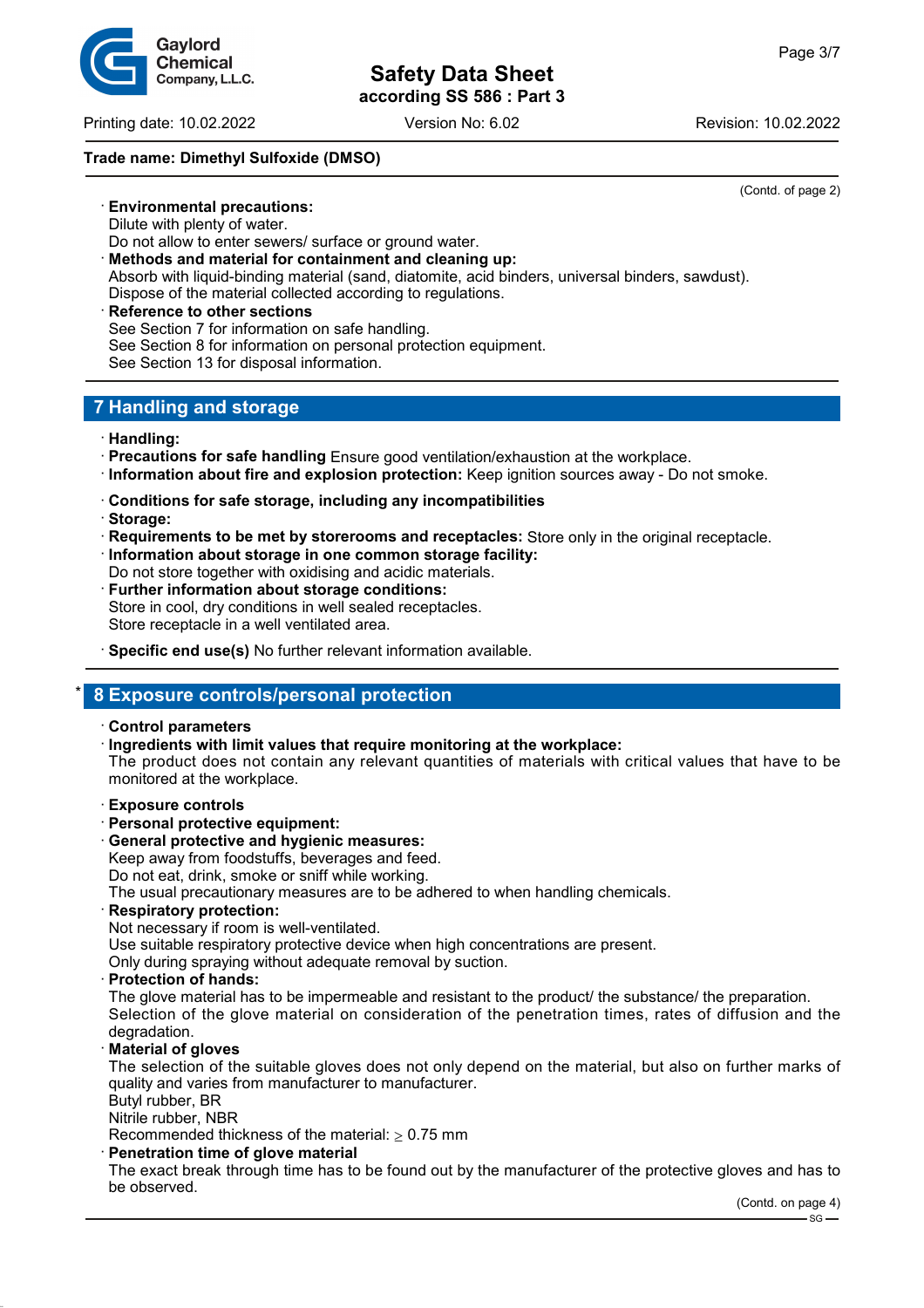(Contd. of page 2)

· **Environmental precautions:**
Dilute with plenty of water.
Do not allow to enter sewers/ surface or ground water.

· **Methods and material for containment and cleaning up:**
Absorb with liquid-binding material (sand, diatomite, acid binders, universal binders, sawdust).
Dispose of the material collected according to regulations.

· **Reference to other sections**
See Section 7 for information on safe handling.
See Section 8 for information on personal protection equipment.
See Section 13 for disposal information.

## 7 Handling and storage

· **Handling:**
· **Precautions for safe handling** Ensure good ventilation/exhaustion at the workplace.
· **Information about fire and explosion protection:** Keep ignition sources away - Do not smoke.

· **Conditions for safe storage, including any incompatibilities**
· **Storage:**
· **Requirements to be met by storerooms and receptacles:** Store only in the original receptacle.
· **Information about storage in one common storage facility:**
Do not store together with oxidising and acidic materials.
· **Further information about storage conditions:**
Store in cool, dry conditions in well sealed receptacles.
Store receptacle in a well ventilated area.

· **Specific end use(s)** No further relevant information available.

## * 8 Exposure controls/personal protection

· **Control parameters**
· **Ingredients with limit values that require monitoring at the workplace:**
The product does not contain any relevant quantities of materials with critical values that have to be monitored at the workplace.

· **Exposure controls**
· **Personal protective equipment:**
· **General protective and hygienic measures:**
Keep away from foodstuffs, beverages and feed.
Do not eat, drink, smoke or sniff while working.
The usual precautionary measures are to be adhered to when handling chemicals.
· **Respiratory protection:**
Not necessary if room is well-ventilated.
Use suitable respiratory protective device when high concentrations are present.
Only during spraying without adequate removal by suction.
· **Protection of hands:**
The glove material has to be impermeable and resistant to the product/ the substance/ the preparation.
Selection of the glove material on consideration of the penetration times, rates of diffusion and the degradation.
· **Material of gloves**
The selection of the suitable gloves does not only depend on the material, but also on further marks of quality and varies from manufacturer to manufacturer.
Butyl rubber, BR
Nitrile rubber, NBR
Recommended thickness of the material: $\geq$ 0.75 mm
· **Penetration time of glove material**
The exact break through time has to be found out by the manufacturer of the protective gloves and has to be observed.

(Contd. on page 4)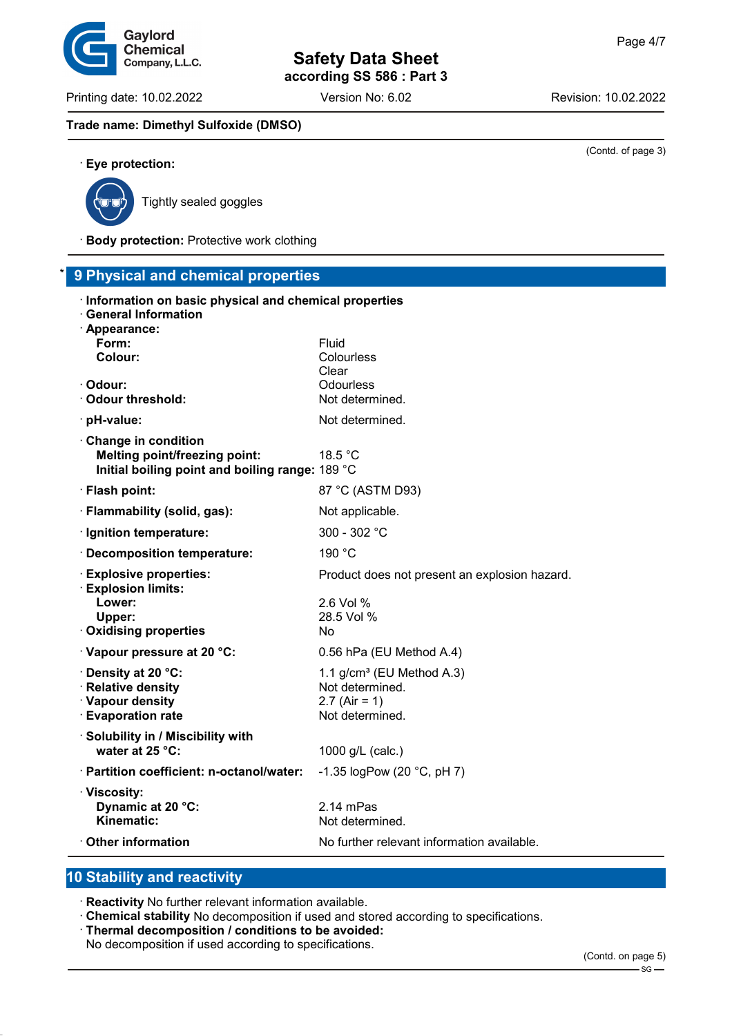Trade name: Dimethyl Sulfoxide (DMSO)

(Contd. of page 3)

· **Eye protection:**

Tightly sealed goggles

· **Body protection:** Protective work clothing

## * 9 Physical and chemical properties

· **Information on basic physical and chemical properties**
· **General Information**
· **Appearance:**

| | |
|---|---|
| **Form:** | Fluid |
| **Colour:** | Colourless<br>Clear |
| · **Odour:** | Odourless |
| · **Odour threshold:** | Not determined. |
| · **pH-value:** | Not determined. |
| · **Change in condition** | |
| **Melting point/freezing point:** | 18.5 °C |
| **Initial boiling point and boiling range:** | 189 °C |
| · **Flash point:** | 87 °C (ASTM D93) |
| · **Flammability (solid, gas):** | Not applicable. |
| · **Ignition temperature:** | 300 - 302 °C |
| · **Decomposition temperature:** | 190 °C |
| · **Explosive properties:** | Product does not present an explosion hazard. |
| · **Explosion limits:** | |
| **Lower:** | 2.6 Vol % |
| **Upper:** | 28.5 Vol % |
| · **Oxidising properties** | No |
| · **Vapour pressure at 20 °C:** | 0.56 hPa (EU Method A.4) |
| · **Density at 20 °C:** | 1.1 g/cm³ (EU Method A.3) |
| · **Relative density** | Not determined. |
| · **Vapour density** | 2.7 (Air = 1) |
| · **Evaporation rate** | Not determined. |
| · **Solubility in / Miscibility with water at 25 °C:** | 1000 g/L (calc.) |
| · **Partition coefficient: n-octanol/water:** | -1.35 logPow (20 °C, pH 7) |
| · **Viscosity:** | |
| **Dynamic at 20 °C:** | 2.14 mPas |
| **Kinematic:** | Not determined. |
| · **Other information** | No further relevant information available. |

## 10 Stability and reactivity

· **Reactivity** No further relevant information available.
· **Chemical stability** No decomposition if used and stored according to specifications.
· **Thermal decomposition / conditions to be avoided:**
No decomposition if used according to specifications.

(Contd. on page 5)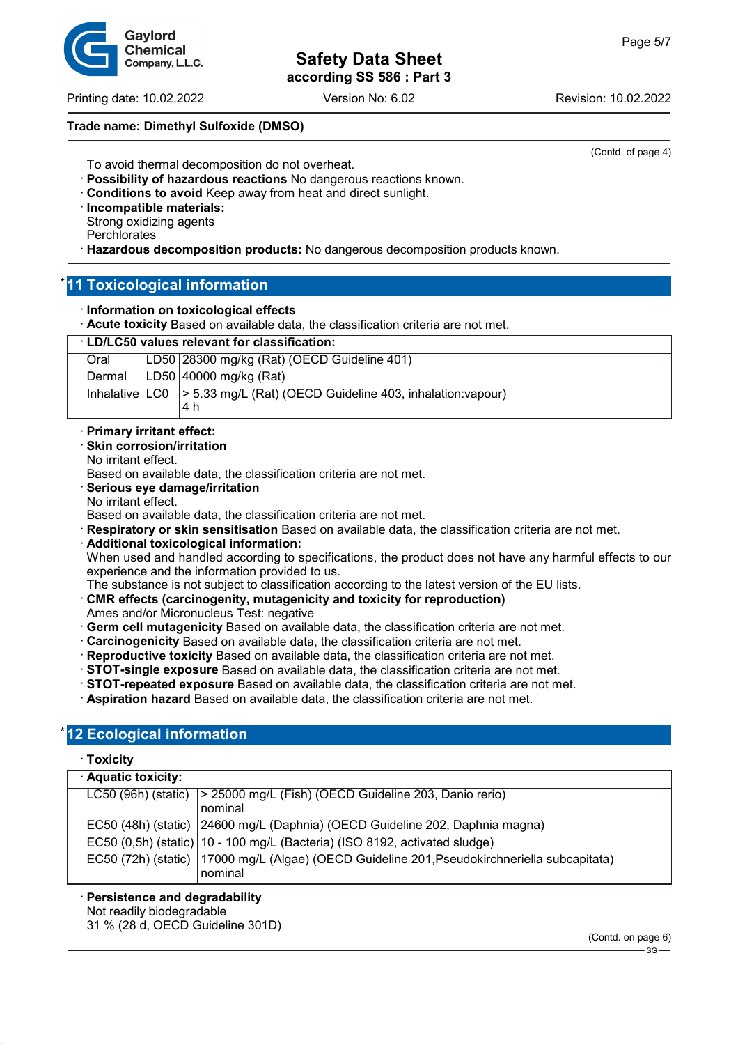**Trade name: Dimethyl Sulfoxide (DMSO)**

(Contd. of page 4)

To avoid thermal decomposition do not overheat.
· **Possibility of hazardous reactions** No dangerous reactions known.
· **Conditions to avoid** Keep away from heat and direct sunlight.
· **Incompatible materials:**
Strong oxidizing agents
Perchlorates
· **Hazardous decomposition products:** No dangerous decomposition products known.

## * 11 Toxicological information

· **Information on toxicological effects**
· **Acute toxicity** Based on available data, the classification criteria are not met.

| · **LD/LC50 values relevant for classification:** | | |
|---|---|---|
| Oral | LD50 | 28300 mg/kg (Rat) (OECD Guideline 401) |
| Dermal | LD50 | 40000 mg/kg (Rat) |
| Inhalative | LC0 | > 5.33 mg/L (Rat) (OECD Guideline 403, inhalation:vapour) 4 h |

· **Primary irritant effect:**
· **Skin corrosion/irritation**
No irritant effect.
Based on available data, the classification criteria are not met.
· **Serious eye damage/irritation**
No irritant effect.
Based on available data, the classification criteria are not met.
· **Respiratory or skin sensitisation** Based on available data, the classification criteria are not met.
· **Additional toxicological information:**
When used and handled according to specifications, the product does not have any harmful effects to our experience and the information provided to us.
The substance is not subject to classification according to the latest version of the EU lists.
· **CMR effects (carcinogenity, mutagenicity and toxicity for reproduction)**
Ames and/or Micronucleus Test: negative
· **Germ cell mutagenicity** Based on available data, the classification criteria are not met.
· **Carcinogenicity** Based on available data, the classification criteria are not met.
· **Reproductive toxicity** Based on available data, the classification criteria are not met.
· **STOT-single exposure** Based on available data, the classification criteria are not met.
· **STOT-repeated exposure** Based on available data, the classification criteria are not met.
· **Aspiration hazard** Based on available data, the classification criteria are not met.

## * 12 Ecological information

· **Toxicity**

| · **Aquatic toxicity:** | |
|---|---|
| LC50 (96h) (static) | > 25000 mg/L (Fish) (OECD Guideline 203, Danio rerio) nominal |
| EC50 (48h) (static) | 24600 mg/L (Daphnia) (OECD Guideline 202, Daphnia magna) |
| EC50 (0,5h) (static) | 10 - 100 mg/L (Bacteria) (ISO 8192, activated sludge) |
| EC50 (72h) (static) | 17000 mg/L (Algae) (OECD Guideline 201,Pseudokirchneriella subcapitata) nominal |

· **Persistence and degradability**
Not readily biodegradable
31 % (28 d, OECD Guideline 301D)

(Contd. on page 6)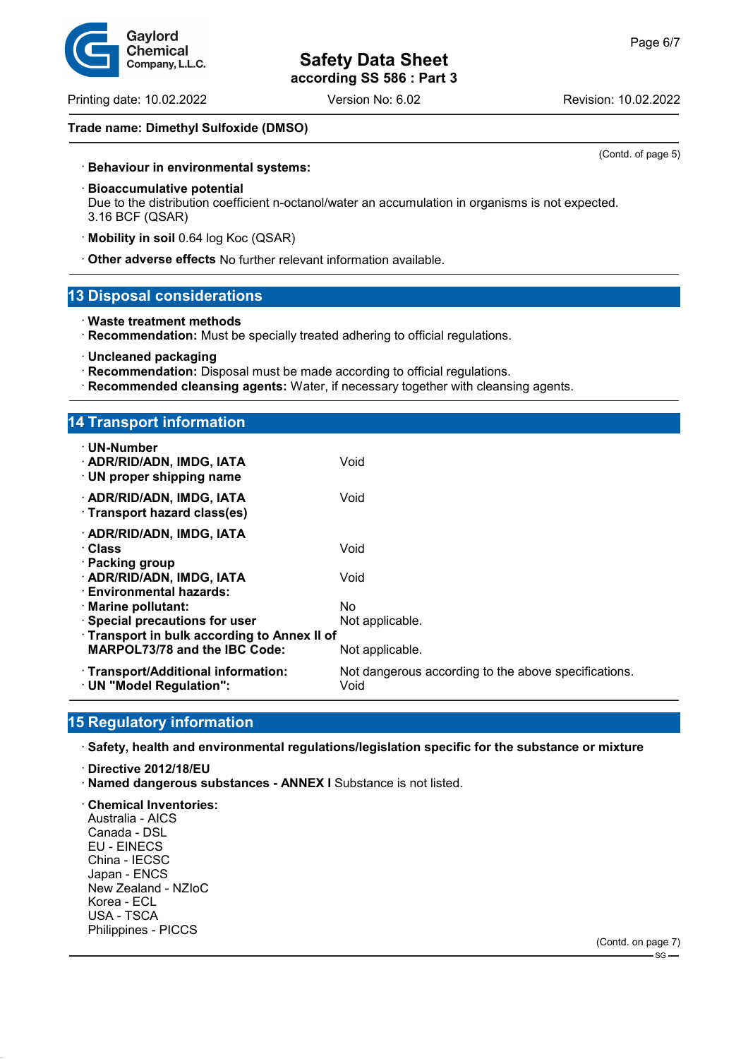Trade name: Dimethyl Sulfoxide (DMSO)

(Contd. of page 5)

· **Behaviour in environmental systems:**

· **Bioaccumulative potential**
Due to the distribution coefficient n-octanol/water an accumulation in organisms is not expected.
3.16 BCF (QSAR)

· **Mobility in soil** 0.64 log Koc (QSAR)

· **Other adverse effects** No further relevant information available.

## 13 Disposal considerations

· **Waste treatment methods**
· **Recommendation:** Must be specially treated adhering to official regulations.

· **Uncleaned packaging**
· **Recommendation:** Disposal must be made according to official regulations.
· **Recommended cleansing agents:** Water, if necessary together with cleansing agents.

## 14 Transport information

| | |
|---|---|
| · **UN-Number** | |
| · **ADR/RID/ADN, IMDG, IATA** | Void |
| · **UN proper shipping name** | |
| · **ADR/RID/ADN, IMDG, IATA** | Void |
| · **Transport hazard class(es)** | |
| · **ADR/RID/ADN, IMDG, IATA** | |
| · **Class** | Void |
| · **Packing group** | |
| · **ADR/RID/ADN, IMDG, IATA** | Void |
| · **Environmental hazards:** | |
| · **Marine pollutant:** | No |
| · **Special precautions for user** | Not applicable. |
| · **Transport in bulk according to Annex II of MARPOL73/78 and the IBC Code:** | Not applicable. |
| · **Transport/Additional information:** | Not dangerous according to the above specifications. |
| · **UN "Model Regulation":** | Void |

## 15 Regulatory information

· **Safety, health and environmental regulations/legislation specific for the substance or mixture**

· **Directive 2012/18/EU**
· **Named dangerous substances - ANNEX I** Substance is not listed.

· **Chemical Inventories:**
Australia - AICS
Canada - DSL
EU - EINECS
China - IECSC
Japan - ENCS
New Zealand - NZIoC
Korea - ECL
USA - TSCA
Philippines - PICCS

(Contd. on page 7)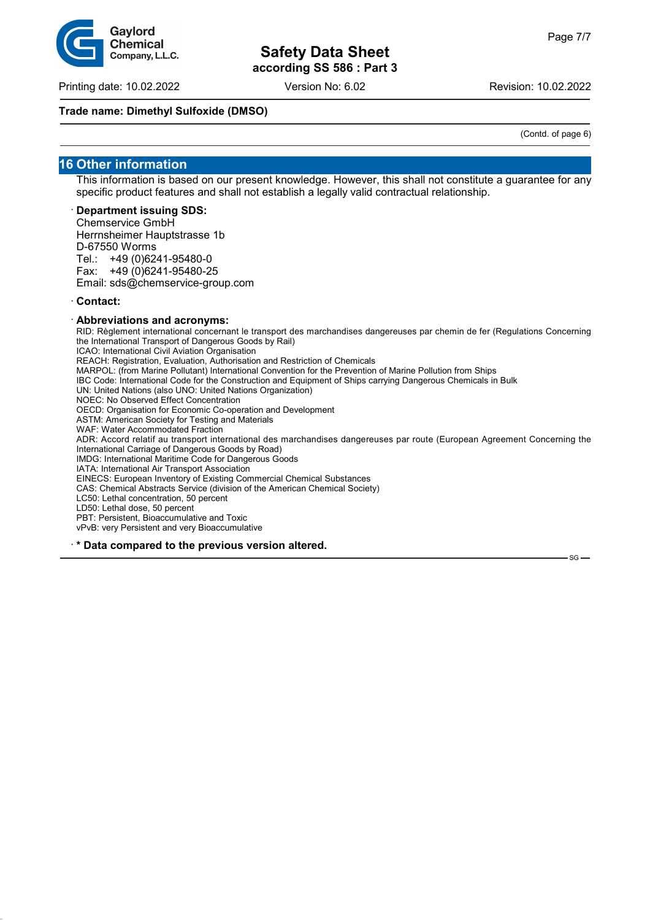Trade name: Dimethyl Sulfoxide (DMSO)

(Contd. of page 6)

## 16 Other information

This information is based on our present knowledge. However, this shall not constitute a guarantee for any specific product features and shall not establish a legally valid contractual relationship.

· **Department issuing SDS:**
Chemservice GmbH
Herrnsheimer Hauptstrasse 1b
D-67550 Worms
Tel.: +49 (0)6241-95480-0
Fax: +49 (0)6241-95480-25
Email: sds@chemservice-group.com

· **Contact:**

· **Abbreviations and acronyms:**
RID: Règlement international concernant le transport des marchandises dangereuses par chemin de fer (Regulations Concerning the International Transport of Dangerous Goods by Rail)
ICAO: International Civil Aviation Organisation
REACH: Registration, Evaluation, Authorisation and Restriction of Chemicals
MARPOL: (from Marine Pollutant) International Convention for the Prevention of Marine Pollution from Ships
IBC Code: International Code for the Construction and Equipment of Ships carrying Dangerous Chemicals in Bulk
UN: United Nations (also UNO: United Nations Organization)
NOEC: No Observed Effect Concentration
OECD: Organisation for Economic Co-operation and Development
ASTM: American Society for Testing and Materials
WAF: Water Accommodated Fraction
ADR: Accord relatif au transport international des marchandises dangereuses par route (European Agreement Concerning the International Carriage of Dangerous Goods by Road)
IMDG: International Maritime Code for Dangerous Goods
IATA: International Air Transport Association
EINECS: European Inventory of Existing Commercial Chemical Substances
CAS: Chemical Abstracts Service (division of the American Chemical Society)
LC50: Lethal concentration, 50 percent
LD50: Lethal dose, 50 percent
PBT: Persistent, Bioaccumulative and Toxic
vPvB: very Persistent and very Bioaccumulative

· **\* Data compared to the previous version altered.**